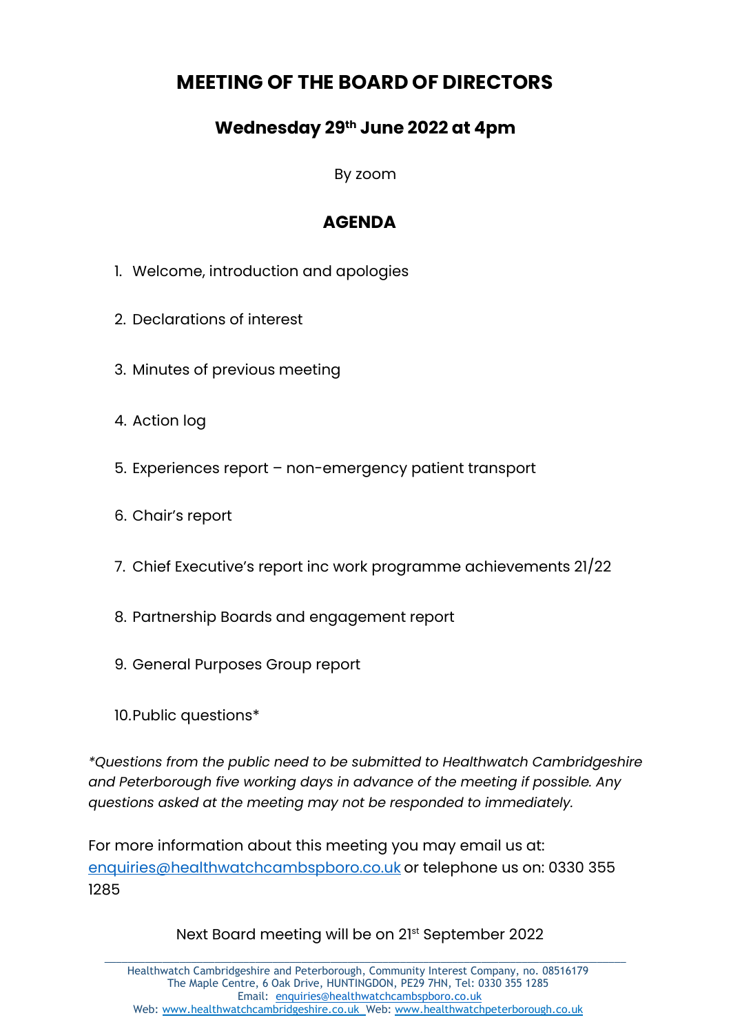# MEETING OF THE BOARD OF DIRECTORS

## Wednesday 29th June 2022 at 4pm

By zoom

## AGENDA

1. Welcome, introduction and apologies
2. Declarations of interest
3. Minutes of previous meeting
4. Action log
5. Experiences report – non-emergency patient transport
6. Chair's report
7. Chief Executive's report inc work programme achievements 21/22
8. Partnership Boards and engagement report
9. General Purposes Group report
10. Public questions*

*\*Questions from the public need to be submitted to Healthwatch Cambridgeshire and Peterborough five working days in advance of the meeting if possible. Any questions asked at the meeting may not be responded to immediately.*

For more information about this meeting you may email us at: enquiries@healthwatchcambspboro.co.uk or telephone us on: 0330 355 1285

Next Board meeting will be on 21st September 2022

Healthwatch Cambridgeshire and Peterborough, Community Interest Company, no. 08516179
The Maple Centre, 6 Oak Drive, HUNTINGDON, PE29 7HN, Tel: 0330 355 1285
Email: enquiries@healthwatchcambspboro.co.uk
Web: www.healthwatchcambridgeshire.co.uk Web: www.healthwatchpeterborough.co.uk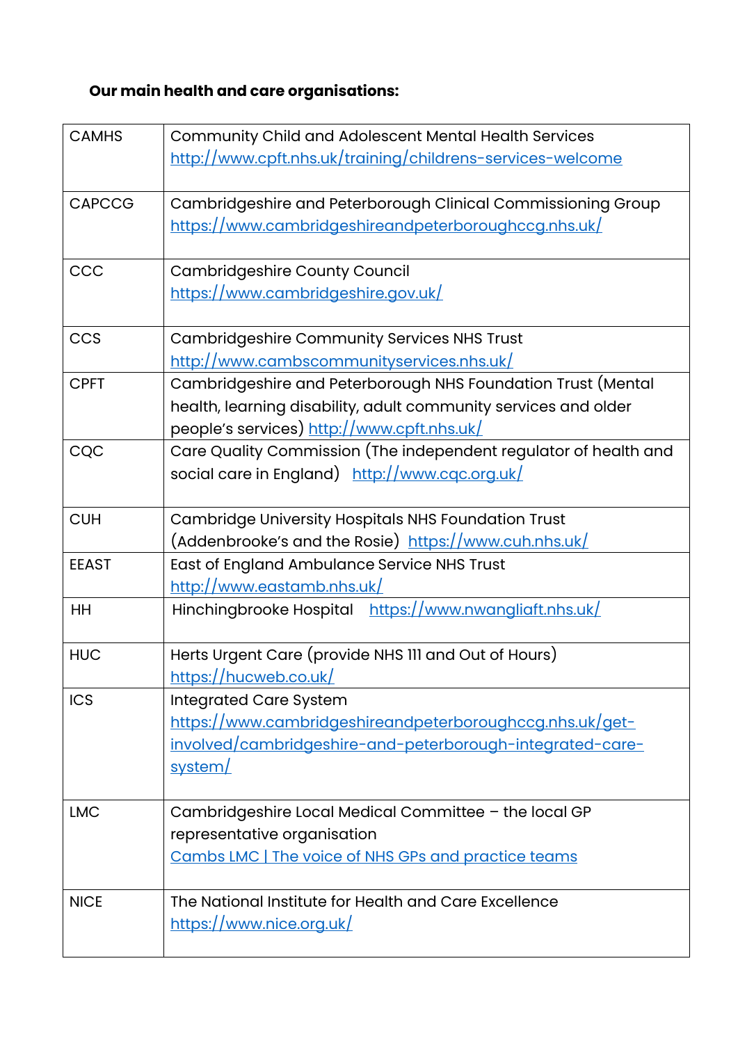**Our main health and care organisations:**

| | |
|---|---|
| CAMHS | Community Child and Adolescent Mental Health Services http://www.cpft.nhs.uk/training/childrens-services-welcome |
| CAPCCG | Cambridgeshire and Peterborough Clinical Commissioning Group https://www.cambridgeshireandpeterboroughccg.nhs.uk/ |
| CCC | Cambridgeshire County Council https://www.cambridgeshire.gov.uk/ |
| CCS | Cambridgeshire Community Services NHS Trust http://www.cambscommunityservices.nhs.uk/ |
| CPFT | Cambridgeshire and Peterborough NHS Foundation Trust (Mental health, learning disability, adult community services and older people's services) http://www.cpft.nhs.uk/ |
| CQC | Care Quality Commission (The independent regulator of health and social care in England) http://www.cqc.org.uk/ |
| CUH | Cambridge University Hospitals NHS Foundation Trust (Addenbrooke's and the Rosie) https://www.cuh.nhs.uk/ |
| EEAST | East of England Ambulance Service NHS Trust http://www.eastamb.nhs.uk/ |
| HH | Hinchingbrooke Hospital https://www.nwangliaft.nhs.uk/ |
| HUC | Herts Urgent Care (provide NHS 111 and Out of Hours) https://hucweb.co.uk/ |
| ICS | Integrated Care System https://www.cambridgeshireandpeterboroughccg.nhs.uk/get-involved/cambridgeshire-and-peterborough-integrated-care-system/ |
| LMC | Cambridgeshire Local Medical Committee – the local GP representative organisation Cambs LMC \| The voice of NHS GPs and practice teams |
| NICE | The National Institute for Health and Care Excellence https://www.nice.org.uk/ |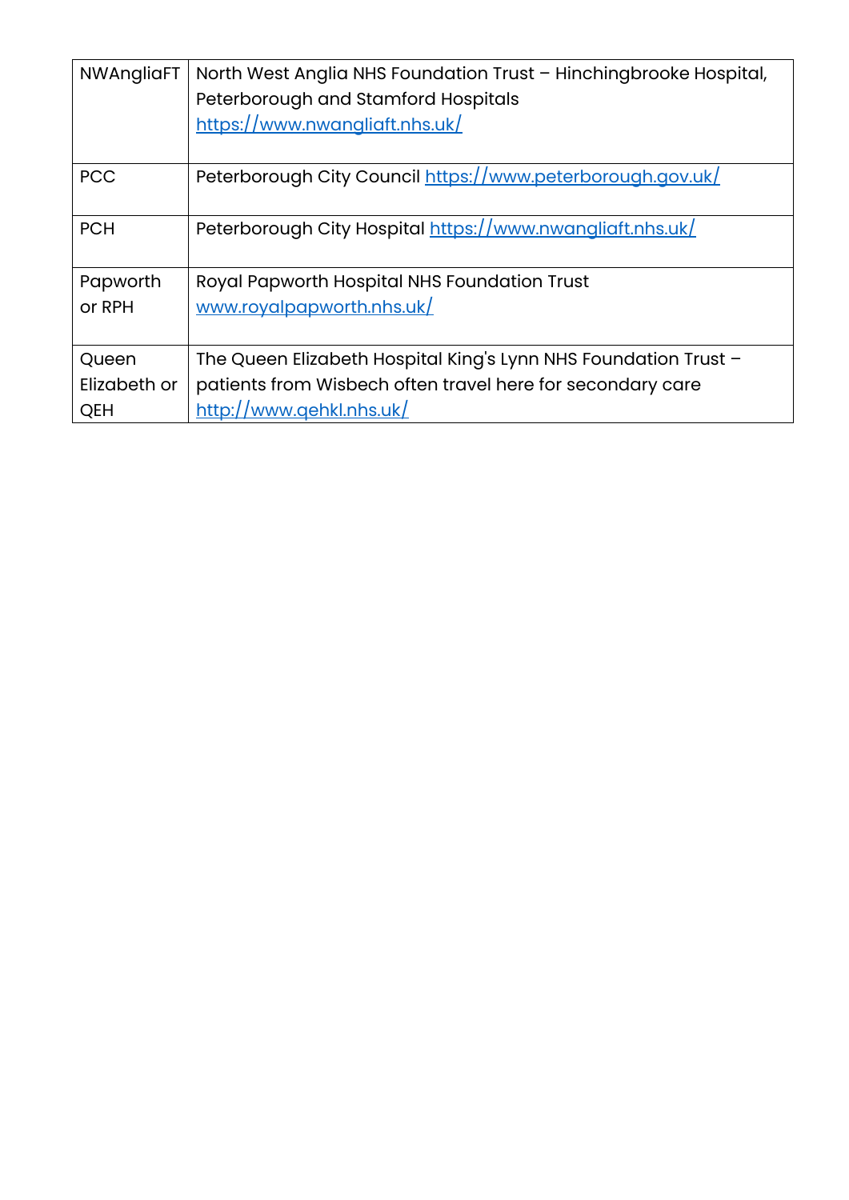| | |
|---|---|
| NWAngliaFT | North West Anglia NHS Foundation Trust – Hinchingbrooke Hospital, Peterborough and Stamford Hospitals https://www.nwangliaft.nhs.uk/ |
| PCC | Peterborough City Council https://www.peterborough.gov.uk/ |
| PCH | Peterborough City Hospital https://www.nwangliaft.nhs.uk/ |
| Papworth or RPH | Royal Papworth Hospital NHS Foundation Trust www.royalpapworth.nhs.uk/ |
| Queen Elizabeth or QEH | The Queen Elizabeth Hospital King's Lynn NHS Foundation Trust – patients from Wisbech often travel here for secondary care http://www.qehkl.nhs.uk/ |